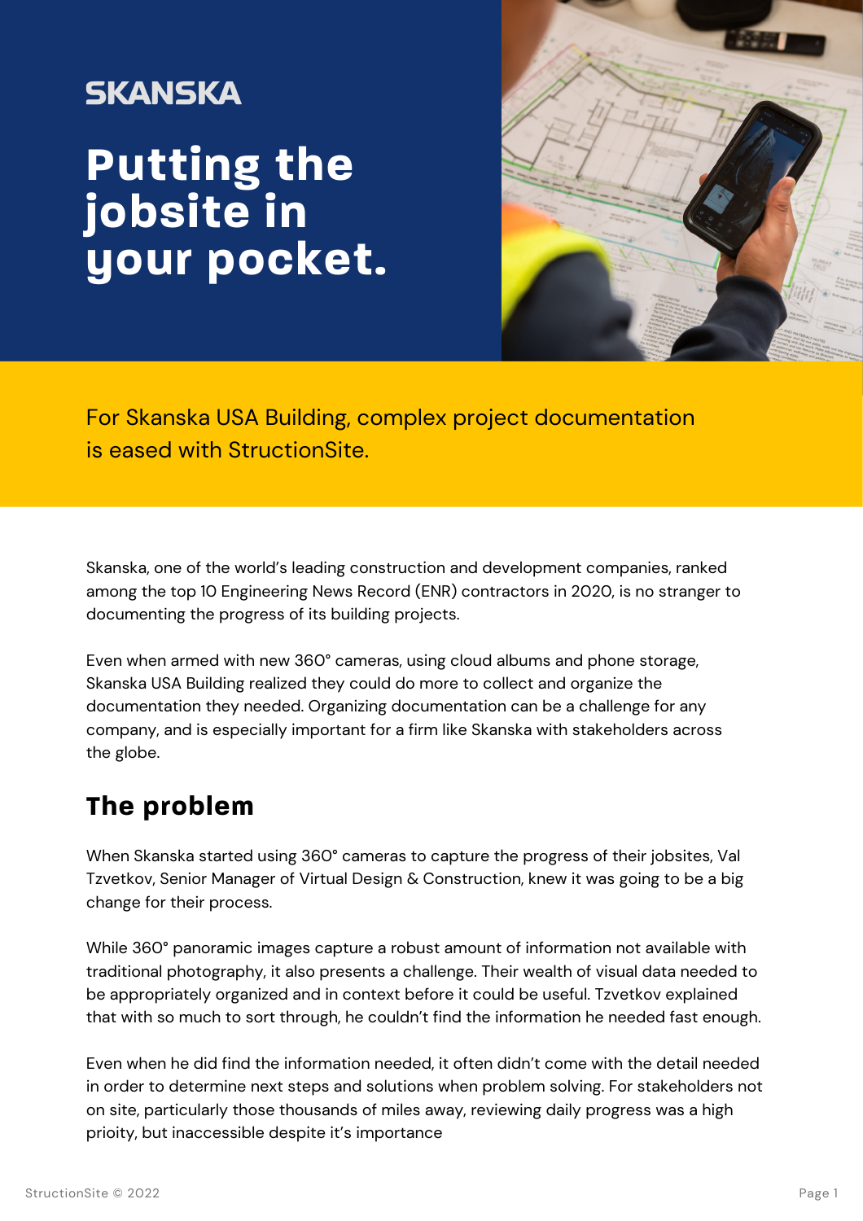SKANSKA

# Putting the jobsite in your pocket.

For Skanska USA Building, complex project documentation is eased with StructionSite.

Skanska, one of the world's leading construction and development companies, ranked among the top 10 Engineering News Record (ENR) contractors in 2020, is no stranger to documenting the progress of its building projects.

Even when armed with new 360° cameras, using cloud albums and phone storage, Skanska USA Building realized they could do more to collect and organize the documentation they needed. Organizing documentation can be a challenge for any company, and is especially important for a firm like Skanska with stakeholders across the globe.

## The problem

When Skanska started using 360° cameras to capture the progress of their jobsites, Val Tzvetkov, Senior Manager of Virtual Design & Construction, knew it was going to be a big change for their process.

While 360° panoramic images capture a robust amount of information not available with traditional photography, it also presents a challenge. Their wealth of visual data needed to be appropriately organized and in context before it could be useful. Tzvetkov explained that with so much to sort through, he couldn't find the information he needed fast enough.

Even when he did find the information needed, it often didn't come with the detail needed in order to determine next steps and solutions when problem solving. For stakeholders not on site, particularly those thousands of miles away, reviewing daily progress was a high prioity, but inaccessible despite it's importance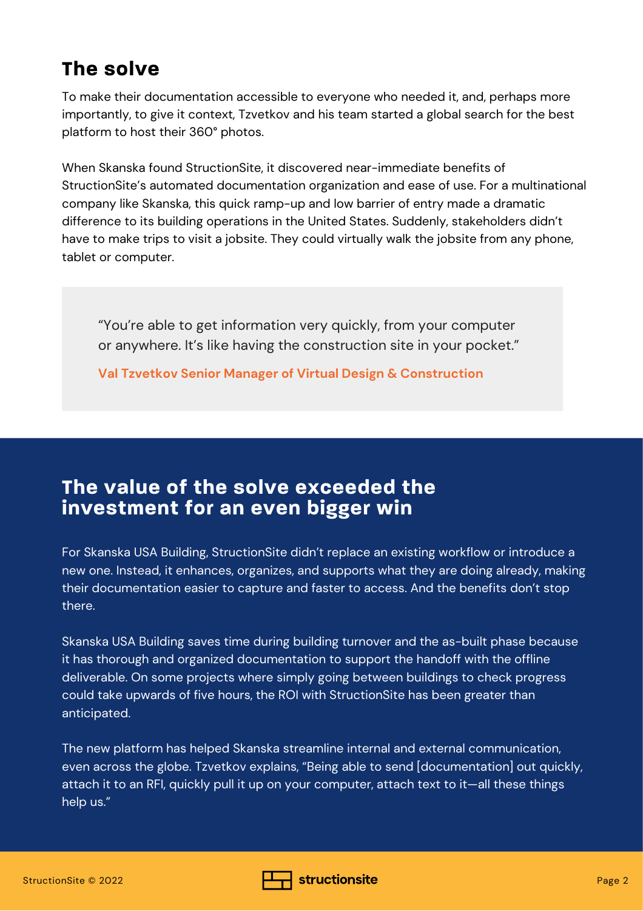## The solve

To make their documentation accessible to everyone who needed it, and, perhaps more importantly, to give it context, Tzvetkov and his team started a global search for the best platform to host their 360° photos.

When Skanska found StructionSite, it discovered near-immediate benefits of StructionSite's automated documentation organization and ease of use. For a multinational company like Skanska, this quick ramp-up and low barrier of entry made a dramatic difference to its building operations in the United States. Suddenly, stakeholders didn't have to make trips to visit a jobsite. They could virtually walk the jobsite from any phone, tablet or computer.

> "You're able to get information very quickly, from your computer or anywhere. It's like having the construction site in your pocket."
>
> **Val Tzvetkov Senior Manager of Virtual Design & Construction**

## The value of the solve exceeded the investment for an even bigger win

For Skanska USA Building, StructionSite didn't replace an existing workflow or introduce a new one. Instead, it enhances, organizes, and supports what they are doing already, making their documentation easier to capture and faster to access. And the benefits don't stop there.

Skanska USA Building saves time during building turnover and the as-built phase because it has thorough and organized documentation to support the handoff with the offline deliverable. On some projects where simply going between buildings to check progress could take upwards of five hours, the ROI with StructionSite has been greater than anticipated.

The new platform has helped Skanska streamline internal and external communication, even across the globe. Tzvetkov explains, "Being able to send [documentation] out quickly, attach it to an RFI, quickly pull it up on your computer, attach text to it—all these things help us."